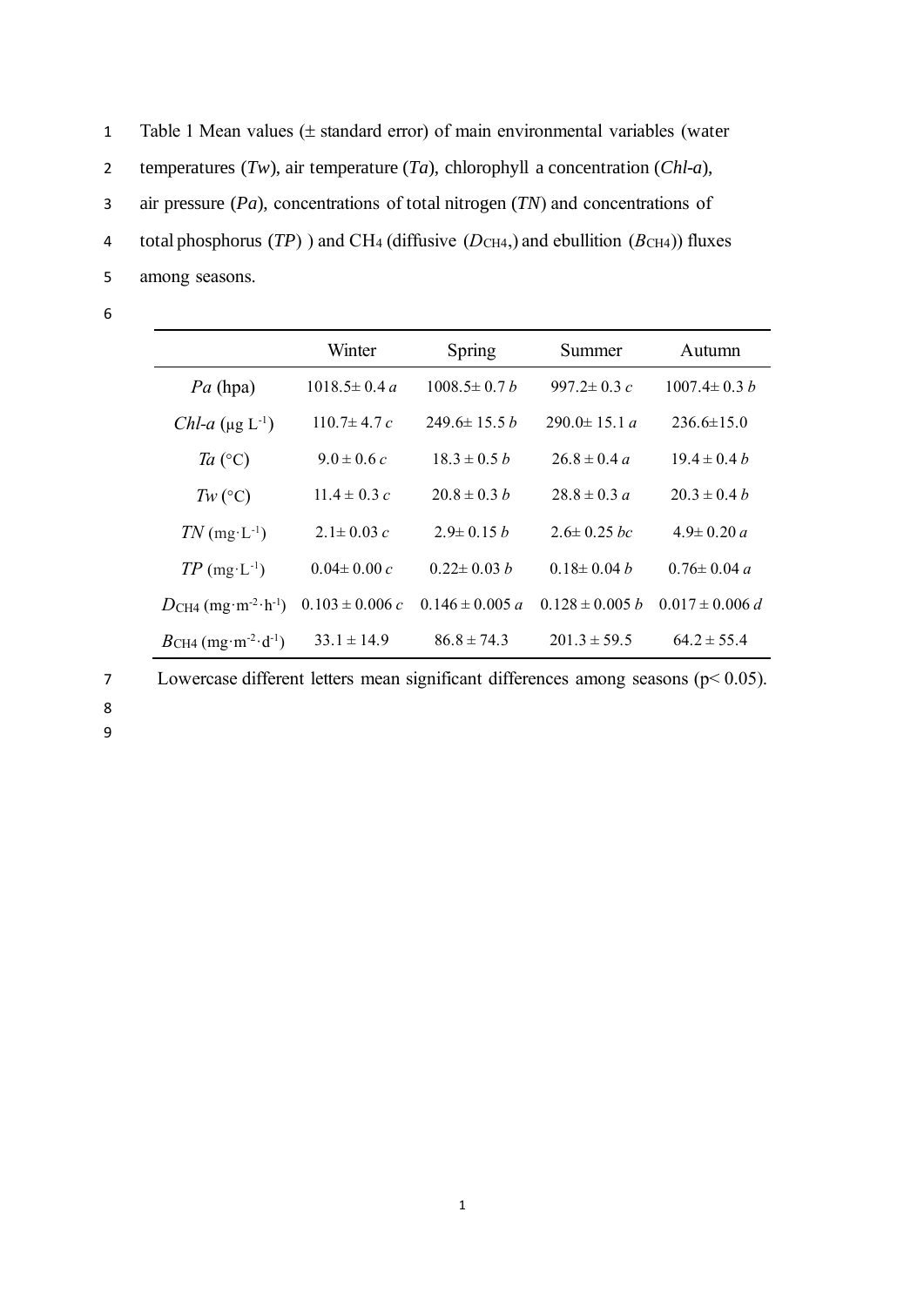Table 1 Mean values (± standard error) of main environmental variables (water temperatures (*Tw*), air temperature (*Ta*), chlorophyll a concentration (*Chl-a*), air pressure (*Pa*), concentrations of total nitrogen (*TN*) and concentrations of total phosphorus (*TP*) ) and $CH_4$ (diffusive ($D_{CH4}$,) and ebullition ($B_{CH4}$)) fluxes among seasons.

| | Winter | Spring | Summer | Autumn |
|---|---|---|---|---|
| *Pa* (hpa) | 1018.5± 0.4 *a* | 1008.5± 0.7 *b* | 997.2± 0.3 *c* | 1007.4± 0.3 *b* |
| *Chl-a* ($\mu g\ L^{-1}$) | 110.7± 4.7 *c* | 249.6± 15.5 *b* | 290.0± 15.1 *a* | 236.6±15.0 |
| *Ta* (°C) | 9.0 ± 0.6 *c* | 18.3 ± 0.5 *b* | 26.8 ± 0.4 *a* | 19.4 ± 0.4 *b* |
| *Tw* (°C) | 11.4 ± 0.3 *c* | 20.8 ± 0.3 *b* | 28.8 ± 0.3 *a* | 20.3 ± 0.4 *b* |
| *TN* ($mg \cdot L^{-1}$) | 2.1± 0.03 *c* | 2.9± 0.15 *b* | 2.6± 0.25 *bc* | 4.9± 0.20 *a* |
| *TP* ($mg \cdot L^{-1}$) | 0.04± 0.00 *c* | 0.22± 0.03 *b* | 0.18± 0.04 *b* | 0.76± 0.04 *a* |
| $D_{CH4}$ ($mg \cdot m^{-2} \cdot h^{-1}$) | 0.103 ± 0.006 *c* | 0.146 ± 0.005 *a* | 0.128 ± 0.005 *b* | 0.017 ± 0.006 *d* |
| $B_{CH4}$ ($mg \cdot m^{-2} \cdot d^{-1}$) | 33.1 ± 14.9 | 86.8 ± 74.3 | 201.3 ± 59.5 | 64.2 ± 55.4 |

Lowercase different letters mean significant differences among seasons ($p < 0.05$).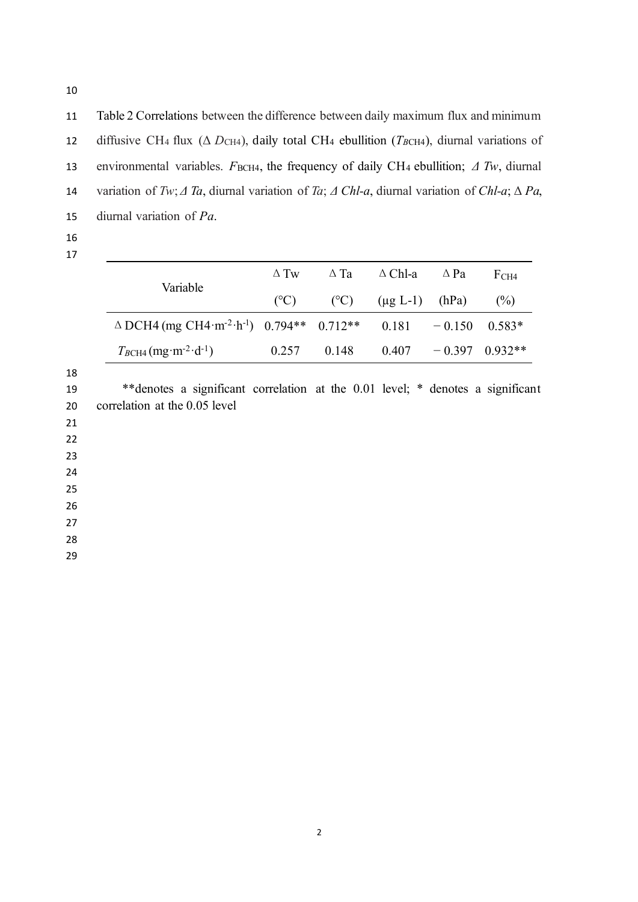Table 2 Correlations between the difference between daily maximum flux and minimum diffusive $CH_4$ flux ($\Delta$ $D_{CH4}$), daily total $CH_4$ ebullition ($T_{BCH4}$), diurnal variations of environmental variables. $F_{BCH4}$, the frequency of daily $CH_4$ ebullition; $\Delta$ *Tw*, diurnal variation of *Tw*; $\Delta$ *Ta*, diurnal variation of *Ta*; $\Delta$ *Chl-a*, diurnal variation of *Chl-a*; $\Delta$ *Pa*, diurnal variation of *Pa*.

| Variable | $\Delta$ Tw (°C) | $\Delta$ Ta (°C) | $\Delta$ Chl-a (μg L-1) | $\Delta$ Pa (hPa) | $F_{CH4}$ (%) |
|---|---|---|---|---|---|
| $\Delta$ DCH4 (mg $CH_4 \cdot m^{-2} \cdot h^{-1}$) | 0.794** | 0.712** | 0.181 | − 0.150 | 0.583* |
| $T_{BCH4}$ ($mg \cdot m^{-2} \cdot d^{-1}$) | 0.257 | 0.148 | 0.407 | − 0.397 | 0.932** |

**denotes a significant correlation at the 0.01 level; * denotes a significant correlation at the 0.05 level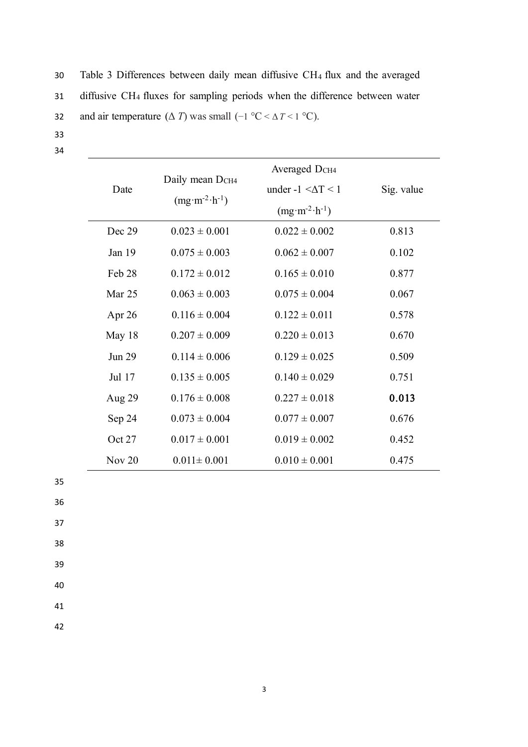Table 3 Differences between daily mean diffusive $CH_4$ flux and the averaged diffusive $CH_4$ fluxes for sampling periods when the difference between water and air temperature ($\Delta T$) was small ($-1$ °C < $\Delta T$ < 1 °C).

| Date | Daily mean $D_{CH4}$ ($mg \cdot m^{-2} \cdot h^{-1}$) | Averaged $D_{CH4}$ under $-1 < \Delta T < 1$ ($mg \cdot m^{-2} \cdot h^{-1}$) | Sig. value |
|---|---|---|---|
| Dec 29 | 0.023 ± 0.001 | 0.022 ± 0.002 | 0.813 |
| Jan 19 | 0.075 ± 0.003 | 0.062 ± 0.007 | 0.102 |
| Feb 28 | 0.172 ± 0.012 | 0.165 ± 0.010 | 0.877 |
| Mar 25 | 0.063 ± 0.003 | 0.075 ± 0.004 | 0.067 |
| Apr 26 | 0.116 ± 0.004 | 0.122 ± 0.011 | 0.578 |
| May 18 | 0.207 ± 0.009 | 0.220 ± 0.013 | 0.670 |
| Jun 29 | 0.114 ± 0.006 | 0.129 ± 0.025 | 0.509 |
| Jul 17 | 0.135 ± 0.005 | 0.140 ± 0.029 | 0.751 |
| Aug 29 | 0.176 ± 0.008 | 0.227 ± 0.018 | **0.013** |
| Sep 24 | 0.073 ± 0.004 | 0.077 ± 0.007 | 0.676 |
| Oct 27 | 0.017 ± 0.001 | 0.019 ± 0.002 | 0.452 |
| Nov 20 | 0.011± 0.001 | 0.010 ± 0.001 | 0.475 |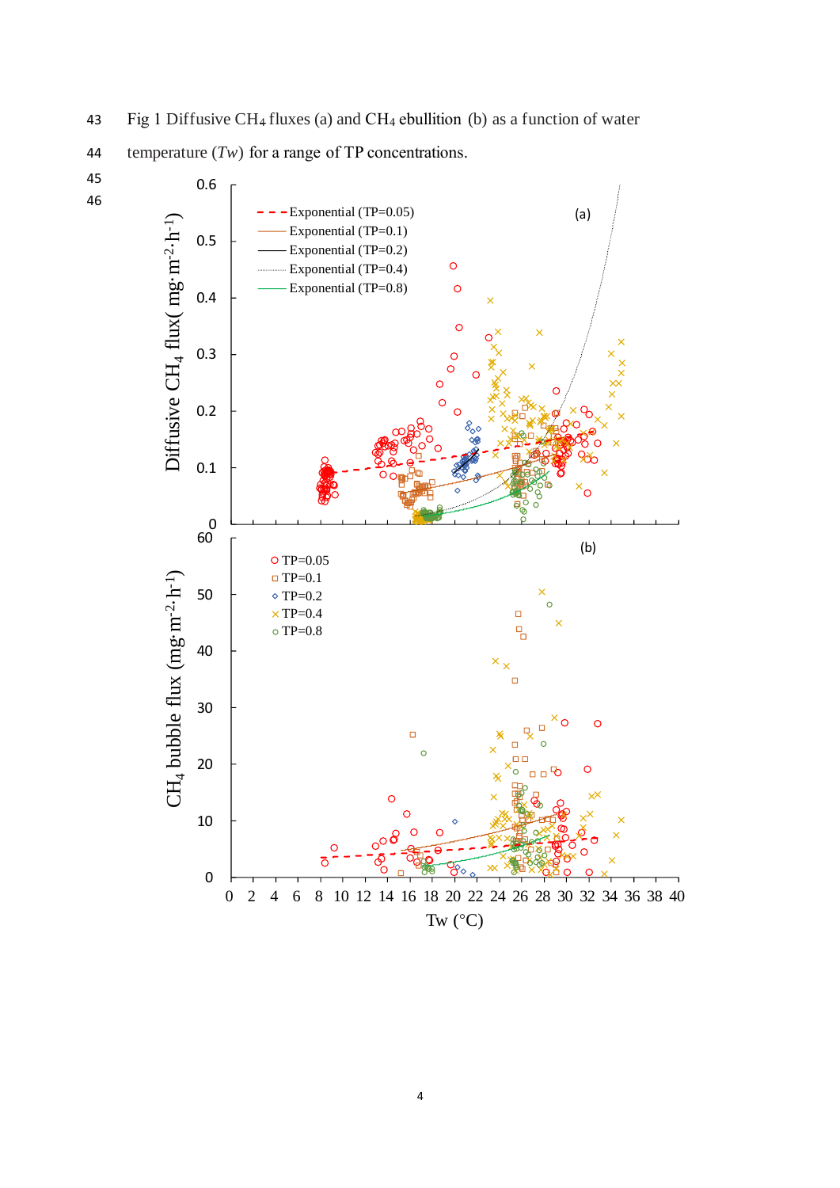Fig 1 Diffusive $CH_4$ fluxes (a) and $CH_4$ ebullition (b) as a function of water temperature (*Tw*) for a range of TP concentrations.

(a)

Diffusive $CH_4$ flux( $mg \cdot m^{-2} \cdot h^{-1}$)

0.6
0.5
0.4
0.3
0.2
0.1
0

Exponential (TP=0.05)
Exponential (TP=0.1)
Exponential (TP=0.2)
Exponential (TP=0.4)
Exponential (TP=0.8)

(b)

$CH_4$ bubble flux ($mg \cdot m^{-2} \cdot h^{-1}$)

60
50
40
30
20
10
0

TP=0.05
TP=0.1
TP=0.2
TP=0.4
TP=0.8

0 2 4 6 8 10 12 14 16 18 20 22 24 26 28 30 32 34 36 38 40

Tw (°C)